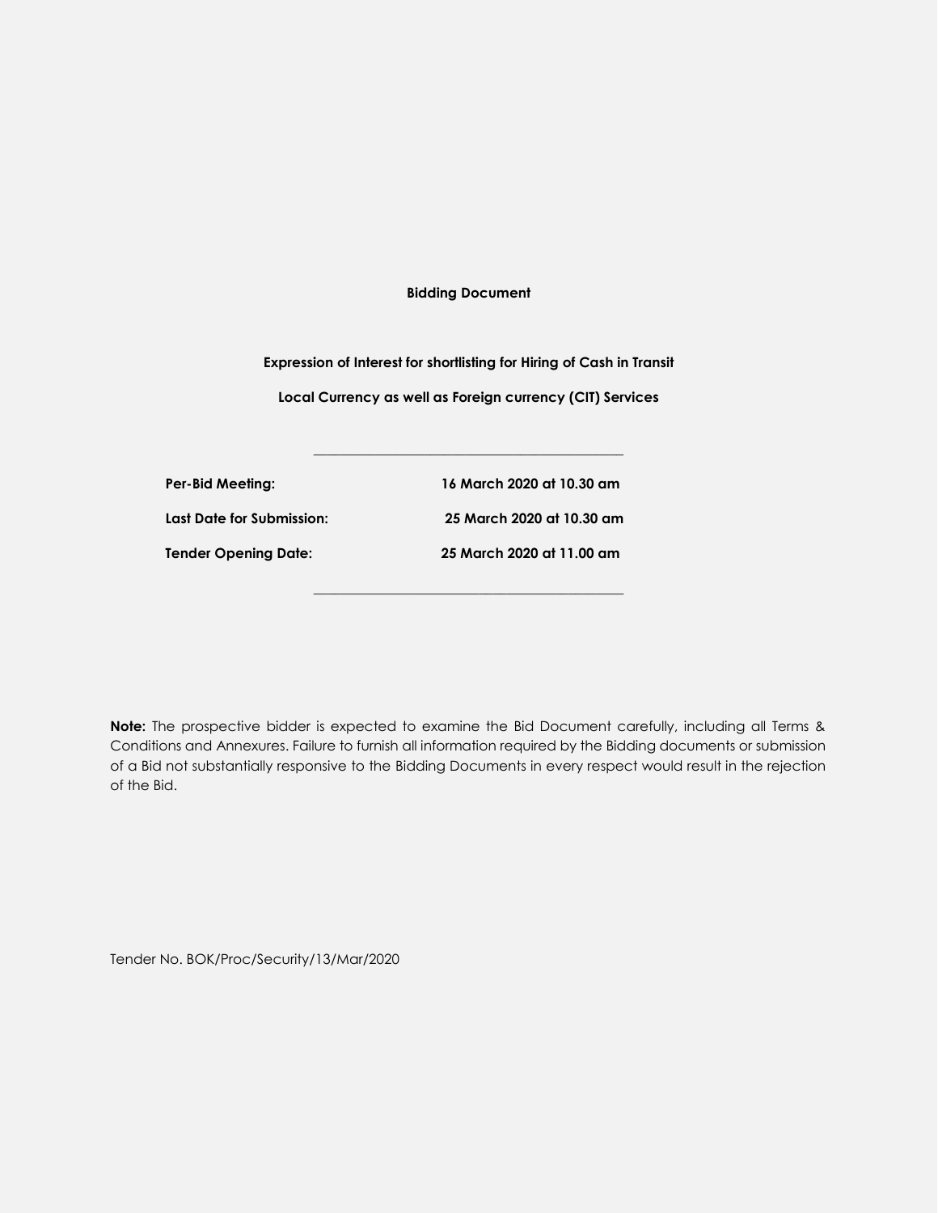# Bidding Document

**Expression of Interest for shortlisting for Hiring of Cash in Transit**

**Local Currency as well as Foreign currency (CIT) Services**

---

| | |
|---|---|
| **Per-Bid Meeting:** | **16 March 2020 at 10.30 am** |
| **Last Date for Submission:** | **25 March 2020 at 10.30 am** |
| **Tender Opening Date:** | **25 March 2020 at 11.00 am** |

---

**Note:** The prospective bidder is expected to examine the Bid Document carefully, including all Terms & Conditions and Annexures. Failure to furnish all information required by the Bidding documents or submission of a Bid not substantially responsive to the Bidding Documents in every respect would result in the rejection of the Bid.

Tender No. BOK/Proc/Security/13/Mar/2020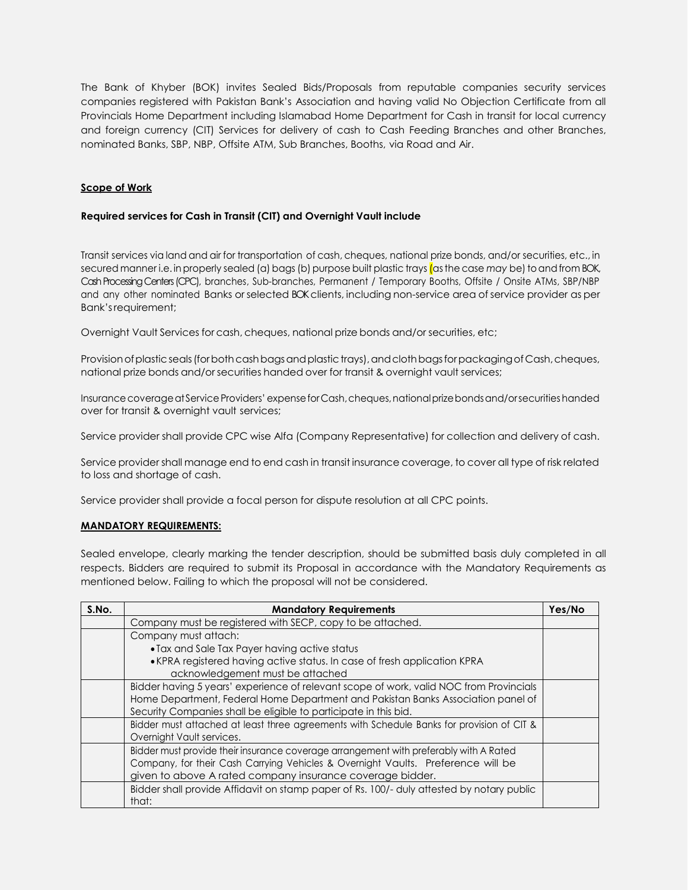The Bank of Khyber (BOK) invites Sealed Bids/Proposals from reputable companies security services companies registered with Pakistan Bank's Association and having valid No Objection Certificate from all Provincials Home Department including Islamabad Home Department for Cash in transit for local currency and foreign currency (CIT) Services for delivery of cash to Cash Feeding Branches and other Branches, nominated Banks, SBP, NBP, Offsite ATM, Sub Branches, Booths, via Road and Air.

**Scope of Work**

**Required services for Cash in Transit (CIT) and Overnight Vault include**

Transit services via land and air for transportation of cash, cheques, national prize bonds, and/or securities, etc., in secured manner i.e. in properly sealed (a) bags (b) purpose built plastic trays (as the case *may* be) to and from BOK, Cash Processing Centers (CPC), branches, Sub-branches, Permanent / Temporary Booths, Offsite / Onsite ATMs, SBP/NBP and any other nominated Banks or selected BOK clients, including non-service area of service provider as per Bank's requirement;

Overnight Vault Services for cash, cheques, national prize bonds and/or securities, etc;

Provision of plastic seals (for both cash bags and plastic trays), and cloth bags for packaging of Cash, cheques, national prize bonds and/or securities handed over for transit & overnight vault services;

Insurance coverage at Service Providers' expense for Cash, cheques, national prize bonds and/or securities handed over for transit & overnight vault services;

Service provider shall provide CPC wise Alfa (Company Representative) for collection and delivery of cash.

Service provider shall manage end to end cash in transit insurance coverage, to cover all type of risk related to loss and shortage of cash.

Service provider shall provide a focal person for dispute resolution at all CPC points.

**MANDATORY REQUIREMENTS:**

Sealed envelope, clearly marking the tender description, should be submitted basis duly completed in all respects. Bidders are required to submit its Proposal in accordance with the Mandatory Requirements as mentioned below. Failing to which the proposal will not be considered.

| S.No. | Mandatory Requirements | Yes/No |
|---|---|---|
| | Company must be registered with SECP, copy to be attached. | |
| | Company must attach:<br>• Tax and Sale Tax Payer having active status<br>• KPRA registered having active status. In case of fresh application KPRA acknowledgement must be attached | |
| | Bidder having 5 years' experience of relevant scope of work, valid NOC from Provincials Home Department, Federal Home Department and Pakistan Banks Association panel of Security Companies shall be eligible to participate in this bid. | |
| | Bidder must attached at least three agreements with Schedule Banks for provision of CIT & Overnight Vault services. | |
| | Bidder must provide their insurance coverage arrangement with preferably with A Rated Company, for their Cash Carrying Vehicles & Overnight Vaults. Preference will be given to above A rated company insurance coverage bidder. | |
| | Bidder shall provide Affidavit on stamp paper of Rs. 100/- duly attested by notary public that: | |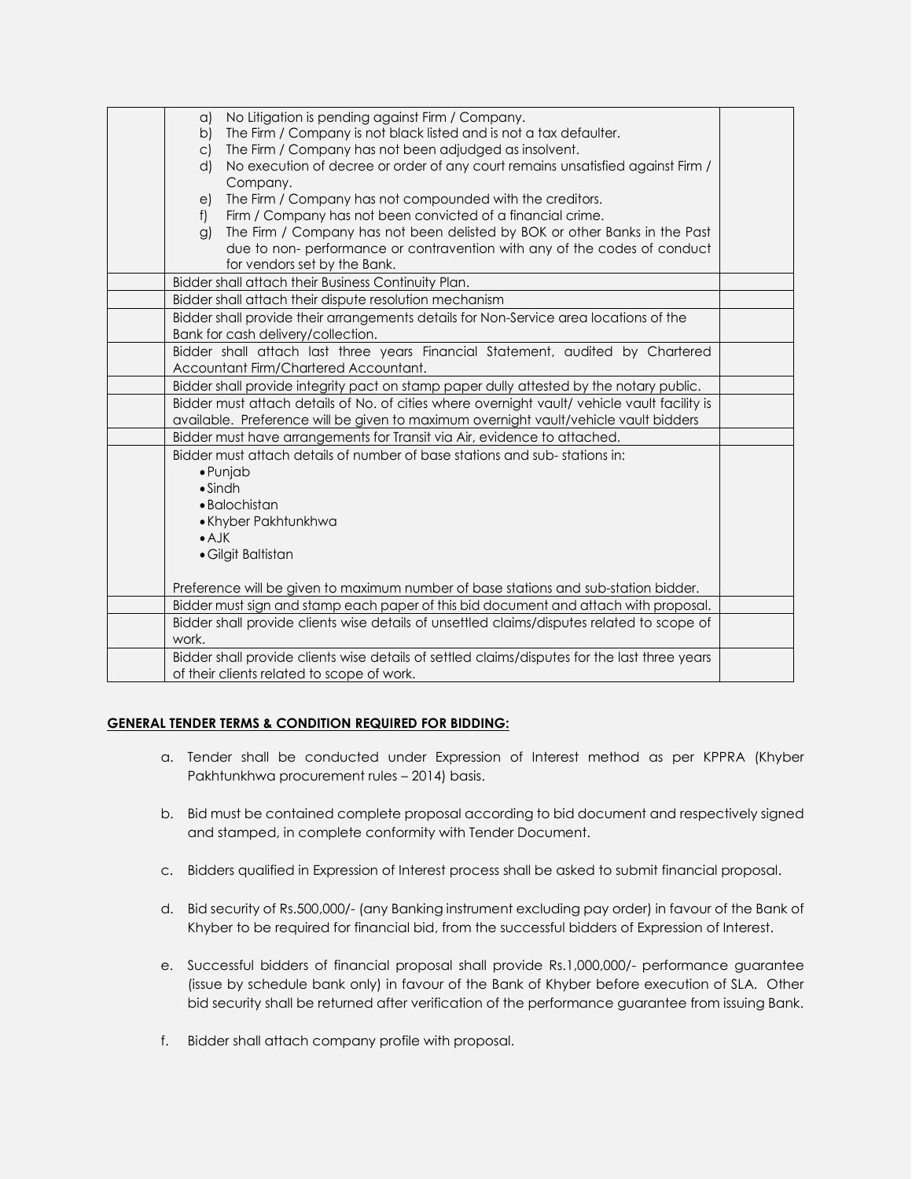| | | |
|---|---|---|
| | a) No Litigation is pending against Firm / Company.<br>b) The Firm / Company is not black listed and is not a tax defaulter.<br>c) The Firm / Company has not been adjudged as insolvent.<br>d) No execution of decree or order of any court remains unsatisfied against Firm / Company.<br>e) The Firm / Company has not compounded with the creditors.<br>f) Firm / Company has not been convicted of a financial crime.<br>g) The Firm / Company has not been delisted by BOK or other Banks in the Past due to non- performance or contravention with any of the codes of conduct for vendors set by the Bank. | |
| | Bidder shall attach their Business Continuity Plan. | |
| | Bidder shall attach their dispute resolution mechanism | |
| | Bidder shall provide their arrangements details for Non-Service area locations of the Bank for cash delivery/collection. | |
| | Bidder shall attach last three years Financial Statement, audited by Chartered Accountant Firm/Chartered Accountant. | |
| | Bidder shall provide integrity pact on stamp paper dully attested by the notary public. | |
| | Bidder must attach details of No. of cities where overnight vault/ vehicle vault facility is available. Preference will be given to maximum overnight vault/vehicle vault bidders | |
| | Bidder must have arrangements for Transit via Air, evidence to attached. | |
| | Bidder must attach details of number of base stations and sub- stations in:<br>• Punjab<br>• Sindh<br>• Balochistan<br>• Khyber Pakhtunkhwa<br>• AJK<br>• Gilgit Baltistan<br><br>Preference will be given to maximum number of base stations and sub-station bidder. | |
| | Bidder must sign and stamp each paper of this bid document and attach with proposal. | |
| | Bidder shall provide clients wise details of unsettled claims/disputes related to scope of work. | |
| | Bidder shall provide clients wise details of settled claims/disputes for the last three years of their clients related to scope of work. | |

**GENERAL TENDER TERMS & CONDITION REQUIRED FOR BIDDING:**

a. Tender shall be conducted under Expression of Interest method as per KPPRA (Khyber Pakhtunkhwa procurement rules – 2014) basis.

b. Bid must be contained complete proposal according to bid document and respectively signed and stamped, in complete conformity with Tender Document.

c. Bidders qualified in Expression of Interest process shall be asked to submit financial proposal.

d. Bid security of Rs.500,000/- (any Banking instrument excluding pay order) in favour of the Bank of Khyber to be required for financial bid, from the successful bidders of Expression of Interest.

e. Successful bidders of financial proposal shall provide Rs.1,000,000/- performance guarantee (issue by schedule bank only) in favour of the Bank of Khyber before execution of SLA. Other bid security shall be returned after verification of the performance guarantee from issuing Bank.

f. Bidder shall attach company profile with proposal.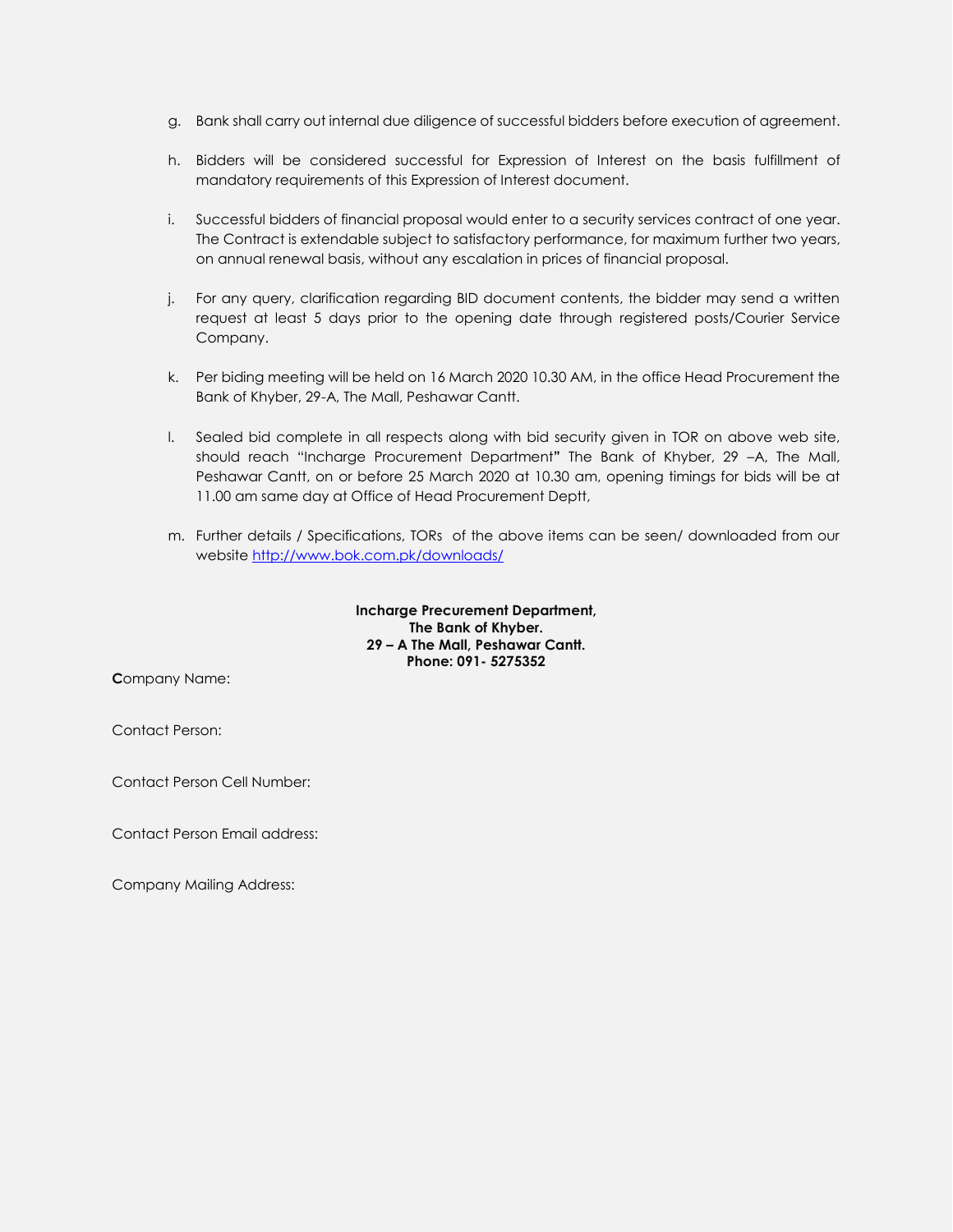g. Bank shall carry out internal due diligence of successful bidders before execution of agreement.

h. Bidders will be considered successful for Expression of Interest on the basis fulfillment of mandatory requirements of this Expression of Interest document.

i. Successful bidders of financial proposal would enter to a security services contract of one year. The Contract is extendable subject to satisfactory performance, for maximum further two years, on annual renewal basis, without any escalation in prices of financial proposal.

j. For any query, clarification regarding BID document contents, the bidder may send a written request at least 5 days prior to the opening date through registered posts/Courier Service Company.

k. Per biding meeting will be held on 16 March 2020 10.30 AM, in the office Head Procurement the Bank of Khyber, 29-A, The Mall, Peshawar Cantt.

l. Sealed bid complete in all respects along with bid security given in TOR on above web site, should reach "Incharge Procurement Department**"** The Bank of Khyber, 29 –A, The Mall, Peshawar Cantt, on or before 25 March 2020 at 10.30 am, opening timings for bids will be at 11.00 am same day at Office of Head Procurement Deptt,

m. Further details / Specifications, TORs of the above items can be seen/ downloaded from our website [http://www.bok.com.pk/downloads/](http://www.bok.com.pk/downloads/)

**Incharge Precurement Department,**
**The Bank of Khyber.**
**29 – A The Mall, Peshawar Cantt.**
**Phone: 091- 5275352**

**C**ompany Name:

Contact Person:

Contact Person Cell Number:

Contact Person Email address:

Company Mailing Address: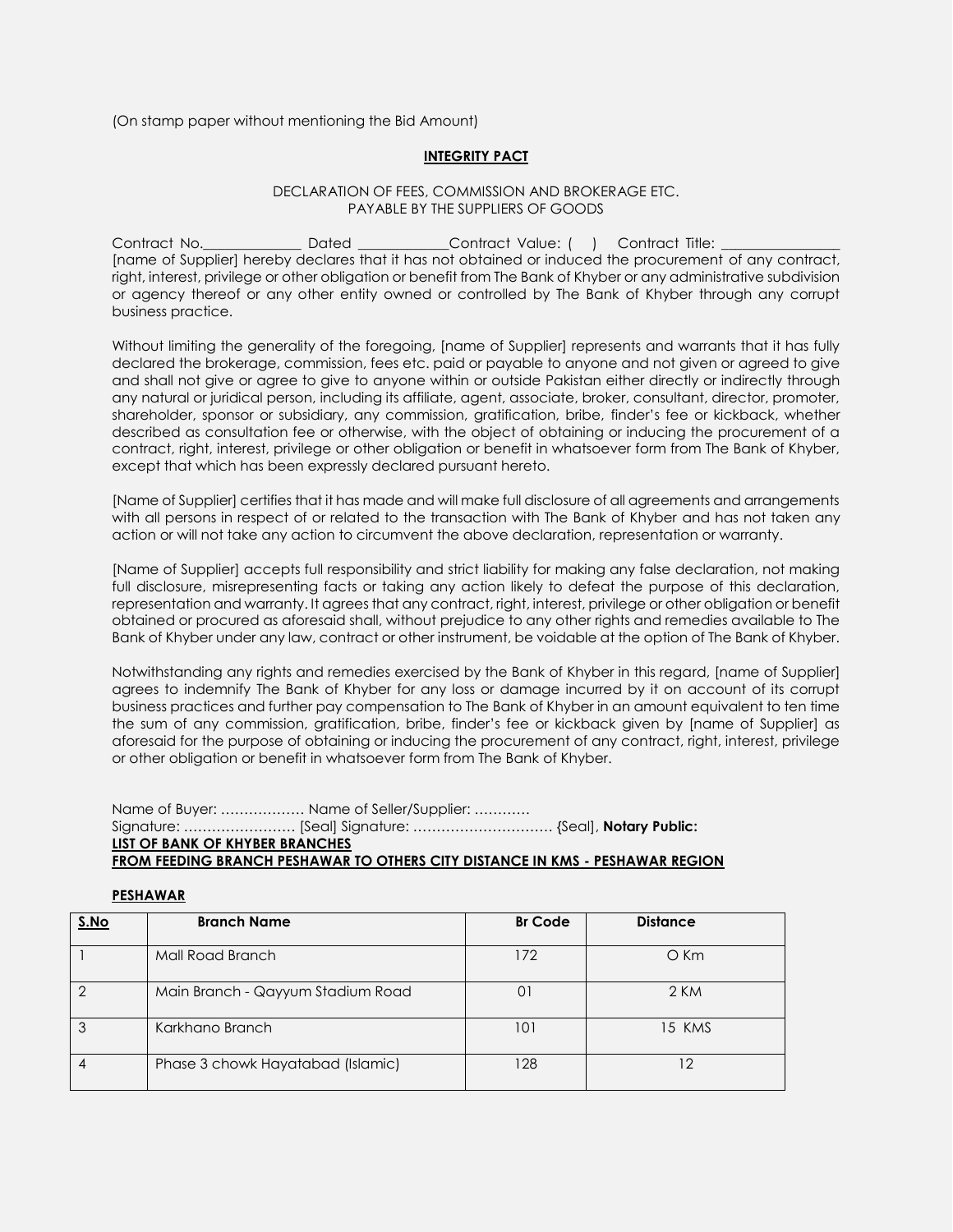(On stamp paper without mentioning the Bid Amount)

**INTEGRITY PACT**

DECLARATION OF FEES, COMMISSION AND BROKERAGE ETC.
PAYABLE BY THE SUPPLIERS OF GOODS

Contract No.______________ Dated _____________Contract Value: (    )    Contract Title: ________________ [name of Supplier] hereby declares that it has not obtained or induced the procurement of any contract, right, interest, privilege or other obligation or benefit from The Bank of Khyber or any administrative subdivision or agency thereof or any other entity owned or controlled by The Bank of Khyber through any corrupt business practice.

Without limiting the generality of the foregoing, [name of Supplier] represents and warrants that it has fully declared the brokerage, commission, fees etc. paid or payable to anyone and not given or agreed to give and shall not give or agree to give to anyone within or outside Pakistan either directly or indirectly through any natural or juridical person, including its affiliate, agent, associate, broker, consultant, director, promoter, shareholder, sponsor or subsidiary, any commission, gratification, bribe, finder's fee or kickback, whether described as consultation fee or otherwise, with the object of obtaining or inducing the procurement of a contract, right, interest, privilege or other obligation or benefit in whatsoever form from The Bank of Khyber, except that which has been expressly declared pursuant hereto.

[Name of Supplier] certifies that it has made and will make full disclosure of all agreements and arrangements with all persons in respect of or related to the transaction with The Bank of Khyber and has not taken any action or will not take any action to circumvent the above declaration, representation or warranty.

[Name of Supplier] accepts full responsibility and strict liability for making any false declaration, not making full disclosure, misrepresenting facts or taking any action likely to defeat the purpose of this declaration, representation and warranty. It agrees that any contract, right, interest, privilege or other obligation or benefit obtained or procured as aforesaid shall, without prejudice to any other rights and remedies available to The Bank of Khyber under any law, contract or other instrument, be voidable at the option of The Bank of Khyber.

Notwithstanding any rights and remedies exercised by the Bank of Khyber in this regard, [name of Supplier] agrees to indemnify The Bank of Khyber for any loss or damage incurred by it on account of its corrupt business practices and further pay compensation to The Bank of Khyber in an amount equivalent to ten time the sum of any commission, gratification, bribe, finder's fee or kickback given by [name of Supplier] as aforesaid for the purpose of obtaining or inducing the procurement of any contract, right, interest, privilege or other obligation or benefit in whatsoever form from The Bank of Khyber.

Name of Buyer: ……………… Name of Seller/Supplier: …………
Signature: …………………… [Seal] Signature: ………………………… {Seal], **Notary Public:**

**LIST OF BANK OF KHYBER BRANCHES**

**FROM FEEDING BRANCH PESHAWAR TO OTHERS CITY DISTANCE IN KMS - PESHAWAR REGION**

**PESHAWAR**

| S.No | Branch Name | Br Code | Distance |
|---|---|---|---|
| 1 | Mall Road Branch | 172 | O Km |
| 2 | Main Branch - Qayyum Stadium Road | 01 | 2 KM |
| 3 | Karkhano Branch | 101 | 15 KMS |
| 4 | Phase 3 chowk Hayatabad (Islamic) | 128 | 12 |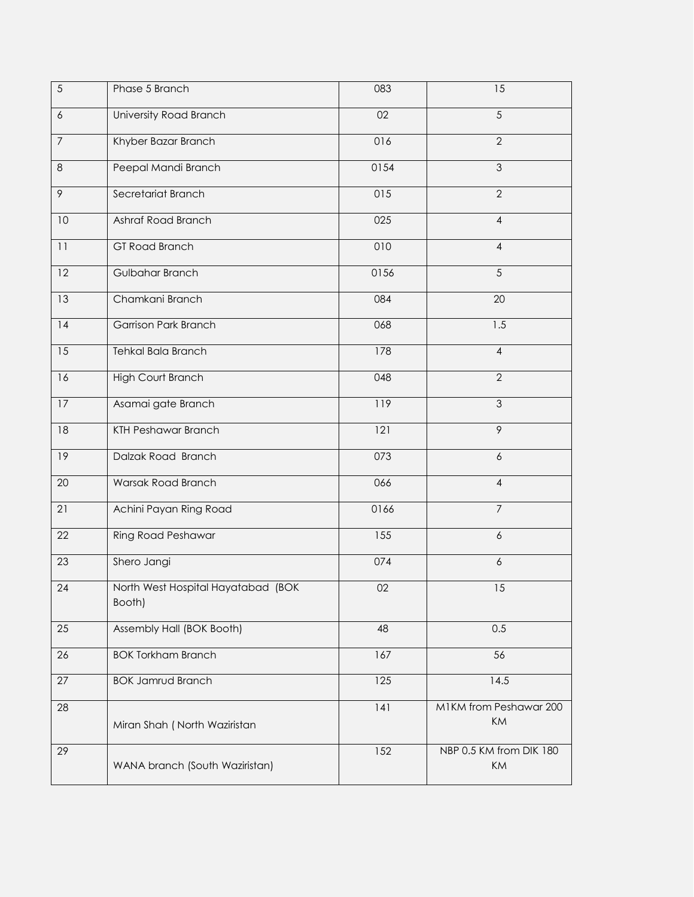| 5 | Phase 5 Branch | 083 | 15 |
|---|---|---|---|
| 6 | University Road Branch | 02 | 5 |
| 7 | Khyber Bazar Branch | 016 | 2 |
| 8 | Peepal Mandi Branch | 0154 | 3 |
| 9 | Secretariat Branch | 015 | 2 |
| 10 | Ashraf Road Branch | 025 | 4 |
| 11 | GT Road Branch | 010 | 4 |
| 12 | Gulbahar Branch | 0156 | 5 |
| 13 | Chamkani Branch | 084 | 20 |
| 14 | Garrison Park Branch | 068 | 1.5 |
| 15 | Tehkal Bala Branch | 178 | 4 |
| 16 | High Court Branch | 048 | 2 |
| 17 | Asamai gate Branch | 119 | 3 |
| 18 | KTH Peshawar Branch | 121 | 9 |
| 19 | Dalzak Road Branch | 073 | 6 |
| 20 | Warsak Road Branch | 066 | 4 |
| 21 | Achini Payan Ring Road | 0166 | 7 |
| 22 | Ring Road Peshawar | 155 | 6 |
| 23 | Shero Jangi | 074 | 6 |
| 24 | North West Hospital Hayatabad (BOK Booth) | 02 | 15 |
| 25 | Assembly Hall (BOK Booth) | 48 | 0.5 |
| 26 | BOK Torkham Branch | 167 | 56 |
| 27 | BOK Jamrud Branch | 125 | 14.5 |
| 28 | Miran Shah ( North Waziristan | 141 | M1KM from Peshawar 200 KM |
| 29 | WANA branch (South Waziristan) | 152 | NBP 0.5 KM from DIK 180 KM |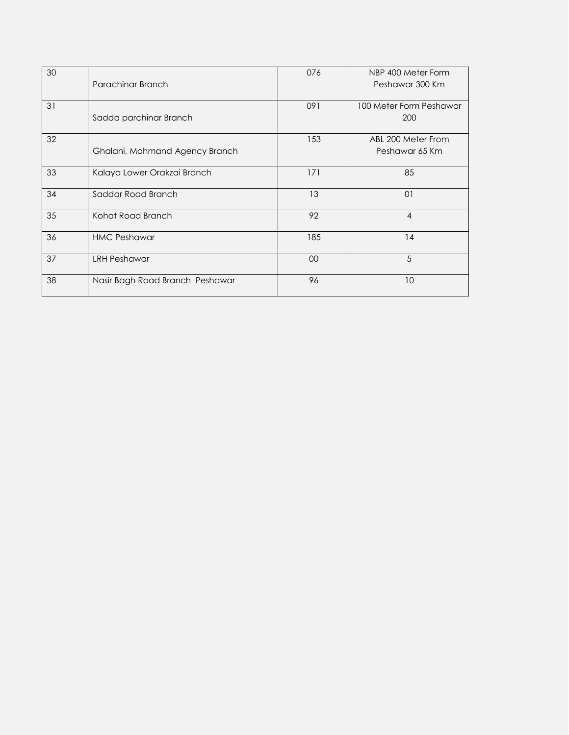| 30 | Parachinar Branch | 076 | NBP 400 Meter Form Peshawar 300 Km |
|---|---|---|---|
| 31 | Sadda parchinar Branch | 091 | 100 Meter Form Peshawar 200 |
| 32 | Ghalani, Mohmand Agency Branch | 153 | ABL 200 Meter From Peshawar 65 Km |
| 33 | Kalaya Lower Orakzai Branch | 171 | 85 |
| 34 | Saddar Road Branch | 13 | 01 |
| 35 | Kohat Road Branch | 92 | 4 |
| 36 | HMC Peshawar | 185 | 14 |
| 37 | LRH Peshawar | 00 | 5 |
| 38 | Nasir Bagh Road Branch Peshawar | 96 | 10 |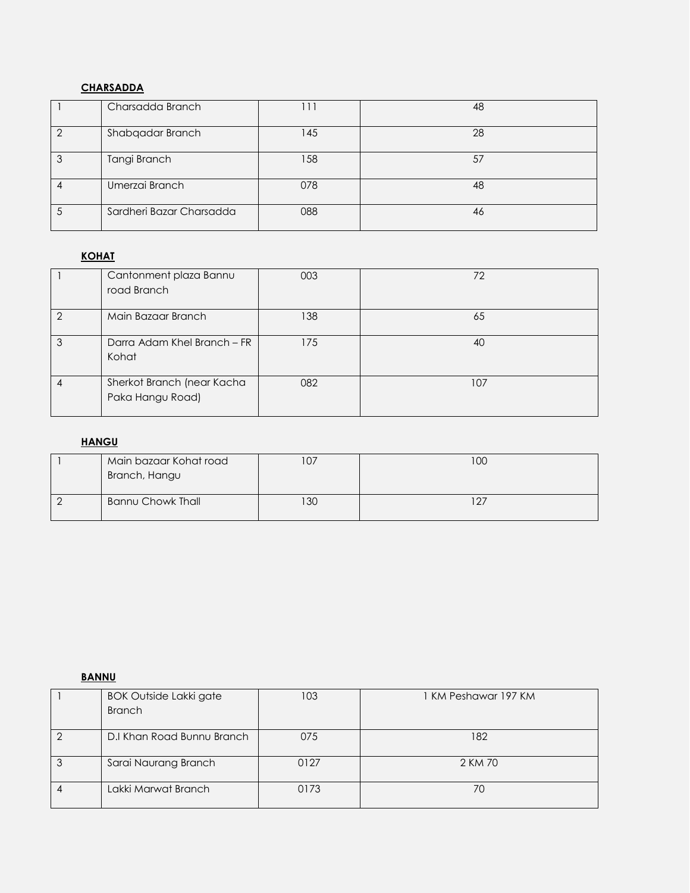**CHARSADDA**

| | | | |
|---|---|---|---|
| 1 | Charsadda Branch | 111 | 48 |
| 2 | Shabqadar Branch | 145 | 28 |
| 3 | Tangi Branch | 158 | 57 |
| 4 | Umerzai Branch | 078 | 48 |
| 5 | Sardheri Bazar Charsadda | 088 | 46 |

**KOHAT**

| | | | |
|---|---|---|---|
| 1 | Cantonment plaza Bannu road Branch | 003 | 72 |
| 2 | Main Bazaar Branch | 138 | 65 |
| 3 | Darra Adam Khel Branch – FR Kohat | 175 | 40 |
| 4 | Sherkot Branch (near Kacha Paka Hangu Road) | 082 | 107 |

**HANGU**

| | | | |
|---|---|---|---|
| 1 | Main bazaar Kohat road Branch, Hangu | 107 | 100 |
| 2 | Bannu Chowk Thall | 130 | 127 |

**BANNU**

| | | | |
|---|---|---|---|
| 1 | BOK Outside Lakki gate Branch | 103 | 1 KM Peshawar 197 KM |
| 2 | D.I Khan Road Bunnu Branch | 075 | 182 |
| 3 | Sarai Naurang Branch | 0127 | 2 KM 70 |
| 4 | Lakki Marwat Branch | 0173 | 70 |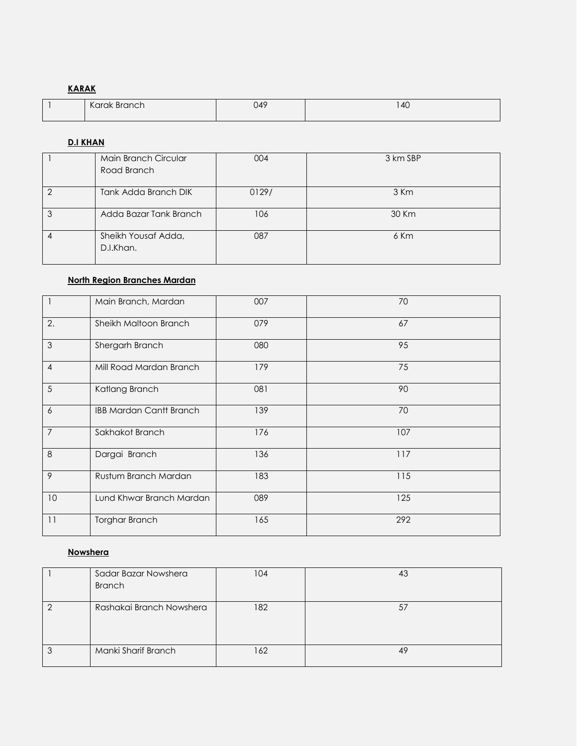**KARAK**

| | | | |
|---|---|---|---|
| 1 | Karak Branch | 049 | 140 |

**D.I KHAN**

| | | | |
|---|---|---|---|
| 1 | Main Branch Circular Road Branch | 004 | 3 km SBP |
| 2 | Tank Adda Branch DIK | 0129/ | 3 Km |
| 3 | Adda Bazar Tank Branch | 106 | 30 Km |
| 4 | Sheikh Yousaf Adda, D.I.Khan. | 087 | 6 Km |

**North Region Branches Mardan**

| | | | |
|---|---|---|---|
| 1 | Main Branch, Mardan | 007 | 70 |
| 2. | Sheikh Maltoon Branch | 079 | 67 |
| 3 | Shergarh Branch | 080 | 95 |
| 4 | Mill Road Mardan Branch | 179 | 75 |
| 5 | Katlang Branch | 081 | 90 |
| 6 | IBB Mardan Cantt Branch | 139 | 70 |
| 7 | Sakhakot Branch | 176 | 107 |
| 8 | Dargai Branch | 136 | 117 |
| 9 | Rustum Branch Mardan | 183 | 115 |
| 10 | Lund Khwar Branch Mardan | 089 | 125 |
| 11 | Torghar Branch | 165 | 292 |

**Nowshera**

| | | | |
|---|---|---|---|
| 1 | Sadar Bazar Nowshera Branch | 104 | 43 |
| 2 | Rashakai Branch Nowshera | 182 | 57 |
| 3 | Manki Sharif Branch | 162 | 49 |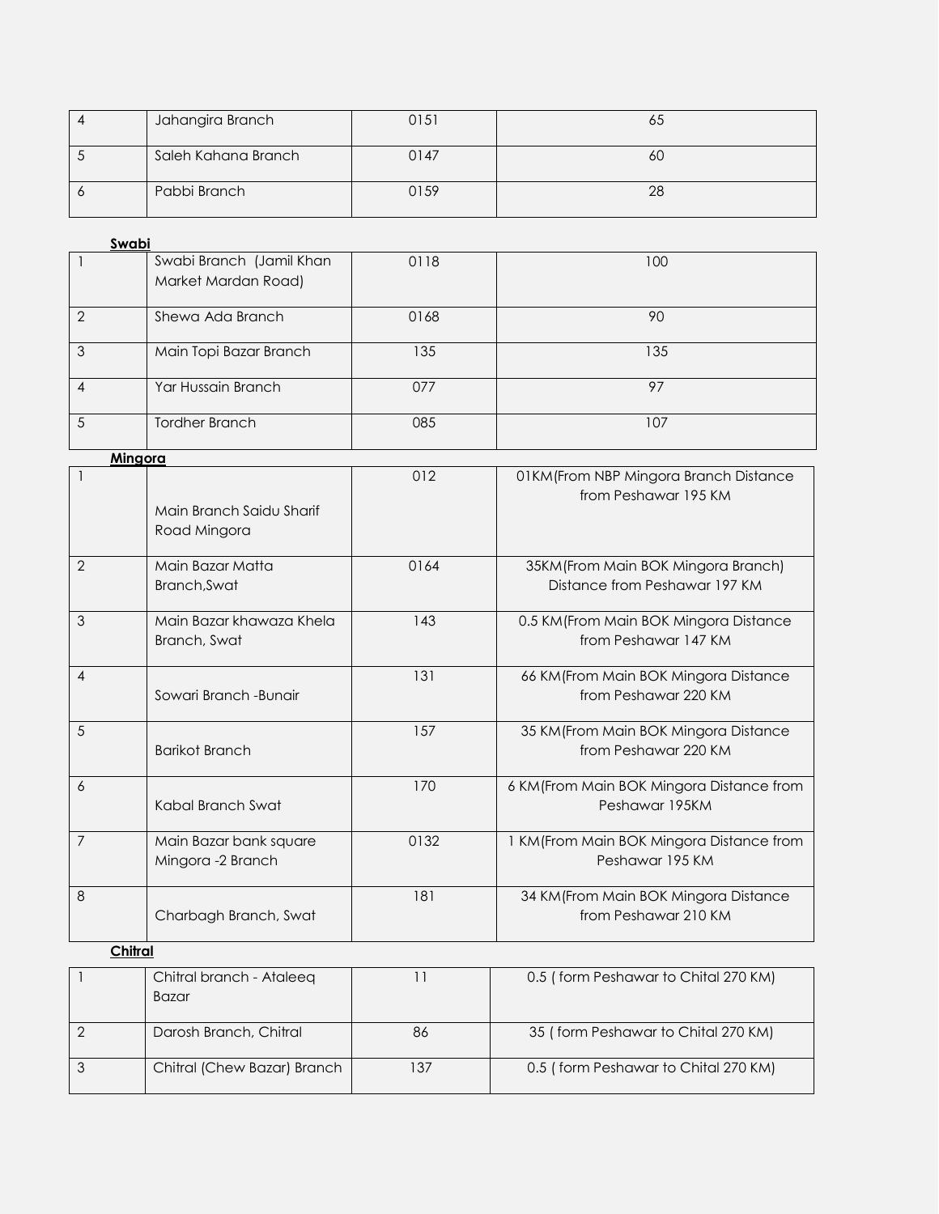| 4 | Jahangira Branch | 0151 | 65 |
|---|---|---|---|
| 5 | Saleh Kahana Branch | 0147 | 60 |
| 6 | Pabbi Branch | 0159 | 28 |

**Swabi**

| 1 | Swabi Branch (Jamil Khan Market Mardan Road) | 0118 | 100 |
|---|---|---|---|
| 2 | Shewa Ada Branch | 0168 | 90 |
| 3 | Main Topi Bazar Branch | 135 | 135 |
| 4 | Yar Hussain Branch | 077 | 97 |
| 5 | Tordher Branch | 085 | 107 |

**Mingora**

| 1 | Main Branch Saidu Sharif Road Mingora | 012 | 01KM(From NBP Mingora Branch Distance from Peshawar 195 KM |
|---|---|---|---|
| 2 | Main Bazar Matta Branch,Swat | 0164 | 35KM(From Main BOK Mingora Branch) Distance from Peshawar 197 KM |
| 3 | Main Bazar khawaza Khela Branch, Swat | 143 | 0.5 KM(From Main BOK Mingora Distance from Peshawar 147 KM |
| 4 | Sowari Branch -Bunair | 131 | 66 KM(From Main BOK Mingora Distance from Peshawar 220 KM |
| 5 | Barikot Branch | 157 | 35 KM(From Main BOK Mingora Distance from Peshawar 220 KM |
| 6 | Kabal Branch Swat | 170 | 6 KM(From Main BOK Mingora Distance from Peshawar 195KM |
| 7 | Main Bazar bank square Mingora -2 Branch | 0132 | 1 KM(From Main BOK Mingora Distance from Peshawar 195 KM |
| 8 | Charbagh Branch, Swat | 181 | 34 KM(From Main BOK Mingora Distance from Peshawar 210 KM |

**Chitral**

| 1 | Chitral branch - Ataleeq Bazar | 11 | 0.5 ( form Peshawar to Chital 270 KM) |
|---|---|---|---|
| 2 | Darosh Branch, Chitral | 86 | 35 ( form Peshawar to Chital 270 KM) |
| 3 | Chitral (Chew Bazar) Branch | 137 | 0.5 ( form Peshawar to Chital 270 KM) |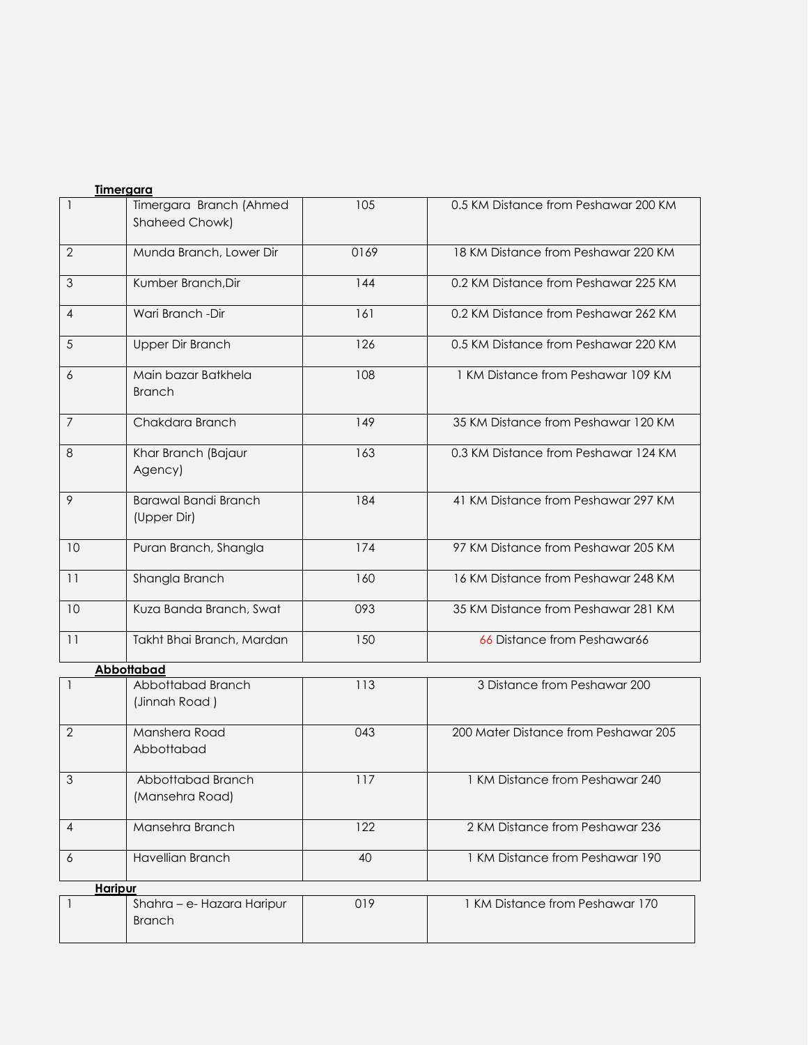**Timergara**

| | | | |
|---|---|---|---|
| 1 | Timergara Branch (Ahmed Shaheed Chowk) | 105 | 0.5 KM Distance from Peshawar 200 KM |
| 2 | Munda Branch, Lower Dir | 0169 | 18 KM Distance from Peshawar 220 KM |
| 3 | Kumber Branch,Dir | 144 | 0.2 KM Distance from Peshawar 225 KM |
| 4 | Wari Branch -Dir | 161 | 0.2 KM Distance from Peshawar 262 KM |
| 5 | Upper Dir Branch | 126 | 0.5 KM Distance from Peshawar 220 KM |
| 6 | Main bazar Batkhela Branch | 108 | 1 KM Distance from Peshawar 109 KM |
| 7 | Chakdara Branch | 149 | 35 KM Distance from Peshawar 120 KM |
| 8 | Khar Branch (Bajaur Agency) | 163 | 0.3 KM Distance from Peshawar 124 KM |
| 9 | Barawal Bandi Branch (Upper Dir) | 184 | 41 KM Distance from Peshawar 297 KM |
| 10 | Puran Branch, Shangla | 174 | 97 KM Distance from Peshawar 205 KM |
| 11 | Shangla Branch | 160 | 16 KM Distance from Peshawar 248 KM |
| 10 | Kuza Banda Branch, Swat | 093 | 35 KM Distance from Peshawar 281 KM |
| 11 | Takht Bhai Branch, Mardan | 150 | 66 Distance from Peshawar66 |

**Abbottabad**

| | | | |
|---|---|---|---|
| 1 | Abbottabad Branch (Jinnah Road ) | 113 | 3 Distance from Peshawar 200 |
| 2 | Manshera Road Abbottabad | 043 | 200 Mater Distance from Peshawar 205 |
| 3 | Abbottabad Branch (Mansehra Road) | 117 | 1 KM Distance from Peshawar 240 |
| 4 | Mansehra Branch | 122 | 2 KM Distance from Peshawar 236 |
| 6 | Havellian Branch | 40 | 1 KM Distance from Peshawar 190 |

**Haripur**

| | | | |
|---|---|---|---|
| 1 | Shahra – e- Hazara Haripur Branch | 019 | 1 KM Distance from Peshawar 170 |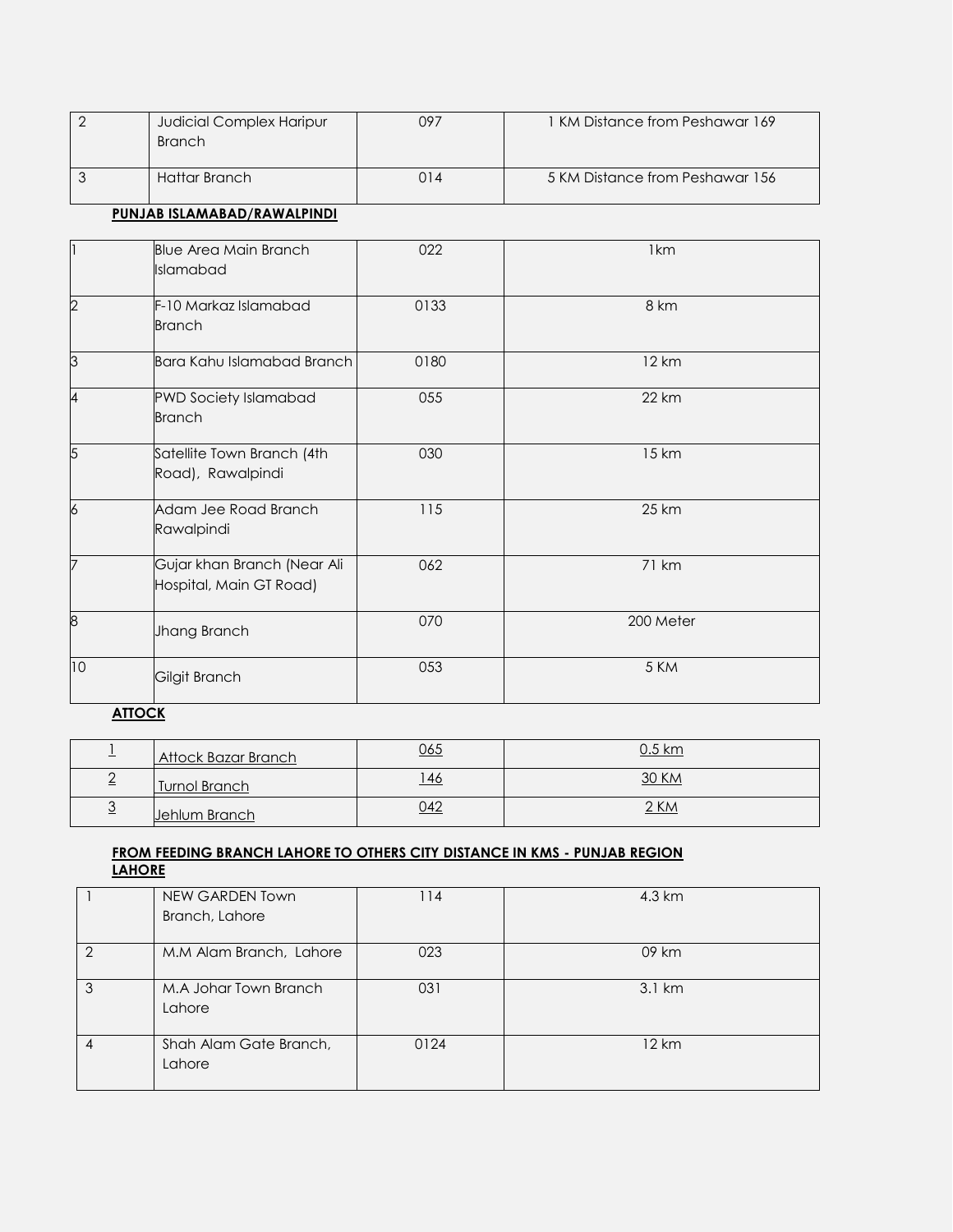| 2 | Judicial Complex Haripur Branch | 097 | 1 KM Distance from Peshawar 169 |
|---|---|---|---|
| 3 | Hattar Branch | 014 | 5 KM Distance from Peshawar 156 |

**PUNJAB ISLAMABAD/RAWALPINDI**

| 1 | Blue Area Main Branch Islamabad | 022 | 1km |
|---|---|---|---|
| 2 | F-10 Markaz Islamabad Branch | 0133 | 8 km |
| 3 | Bara Kahu Islamabad Branch | 0180 | 12 km |
| 4 | PWD Society Islamabad Branch | 055 | 22 km |
| 5 | Satellite Town Branch (4th Road), Rawalpindi | 030 | 15 km |
| 6 | Adam Jee Road Branch Rawalpindi | 115 | 25 km |
| 7 | Gujar khan Branch (Near Ali Hospital, Main GT Road) | 062 | 71 km |
| 8 | Jhang Branch | 070 | 200 Meter |
| 10 | Gilgit Branch | 053 | 5 KM |

**ATTOCK**

| 1 | Attock Bazar Branch | 065 | 0.5 km |
|---|---|---|---|
| 2 | Turnol Branch | 146 | 30 KM |
| 3 | Jehlum Branch | 042 | 2 KM |

**FROM FEEDING BRANCH LAHORE TO OTHERS CITY DISTANCE IN KMS - PUNJAB REGION LAHORE**

| 1 | NEW GARDEN Town Branch, Lahore | 114 | 4.3 km |
|---|---|---|---|
| 2 | M.M Alam Branch, Lahore | 023 | 09 km |
| 3 | M.A Johar Town Branch Lahore | 031 | 3.1 km |
| 4 | Shah Alam Gate Branch, Lahore | 0124 | 12 km |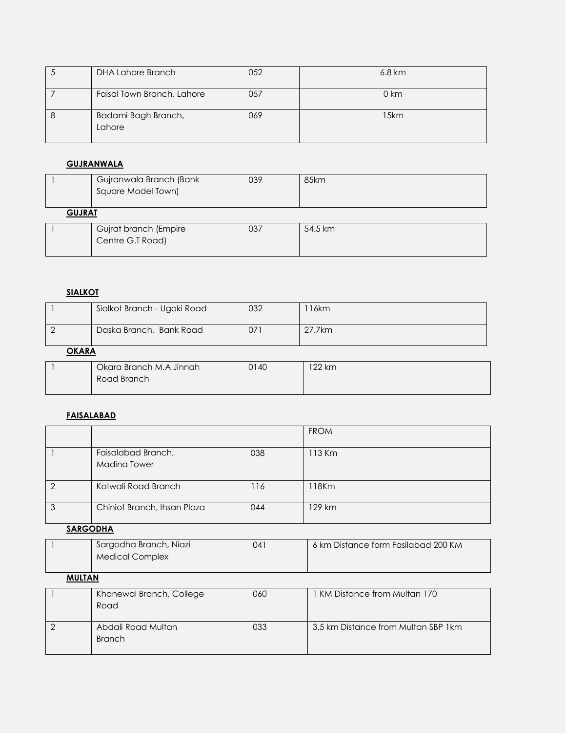| 5 | DHA Lahore Branch | 052 | 6.8 km |
|---|---|---|---|
| 7 | Faisal Town Branch, Lahore | 057 | 0 km |
| 8 | Badami Bagh Branch, Lahore | 069 | 15km |

**GUJRANWALA**

| 1 | Gujranwala Branch (Bank Square Model Town) | 039 | 85km |
|---|---|---|---|

**GUJRAT**

| 1 | Gujrat branch (Empire Centre G.T Road) | 037 | 54.5 km |
|---|---|---|---|

**SIALKOT**

| 1 | Sialkot Branch - Ugoki Road | 032 | 116km |
|---|---|---|---|
| 2 | Daska Branch, Bank Road | 071 | 27.7km |

**OKARA**

| 1 | Okara Branch M.A Jinnah Road Branch | 0140 | 122 km |
|---|---|---|---|

**FAISALABAD**

| | | | FROM |
|---|---|---|---|
| 1 | Faisalabad Branch, Madina Tower | 038 | 113 Km |
| 2 | Kotwali Road Branch | 116 | 118Km |
| 3 | Chiniot Branch, Ihsan Plaza | 044 | 129 km |

**SARGODHA**

| 1 | Sargodha Branch, Niazi Medical Complex | 041 | 6 km Distance form Fasilabad 200 KM |
|---|---|---|---|

**MULTAN**

| 1 | Khanewal Branch, College Road | 060 | 1 KM Distance from Multan 170 |
|---|---|---|---|
| 2 | Abdali Road Multan Branch | 033 | 3.5 km Distance from Multan SBP 1km |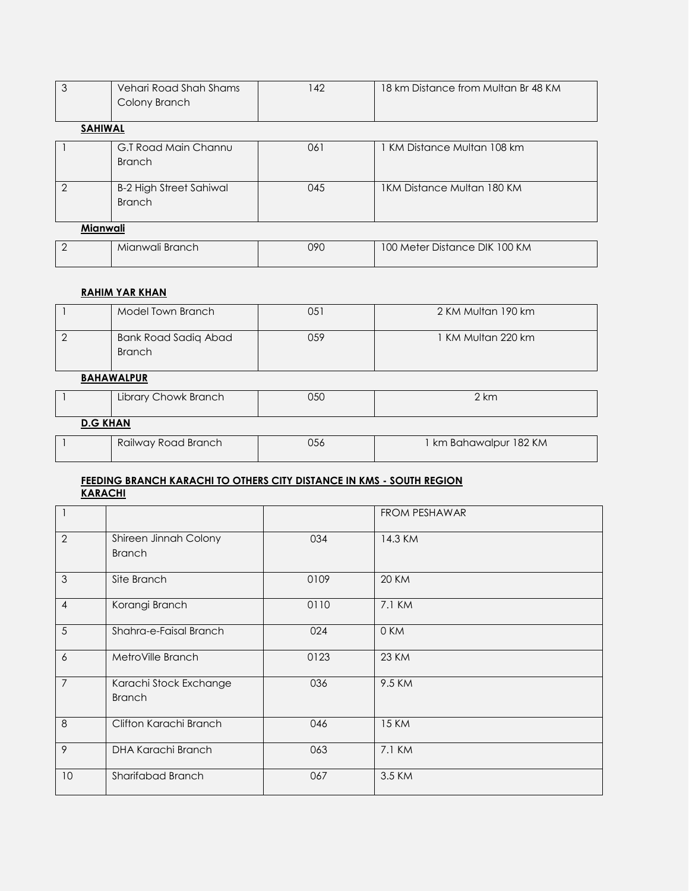| | | | |
|---|---|---|---|
| 3 | Vehari Road Shah Shams Colony Branch | 142 | 18 km Distance from Multan Br 48 KM |

**SAHIWAL**

| | | | |
|---|---|---|---|
| 1 | G.T Road Main Channu Branch | 061 | 1 KM Distance Multan 108 km |
| 2 | B-2 High Street Sahiwal Branch | 045 | 1KM Distance Multan 180 KM |

**Mianwali**

| | | | |
|---|---|---|---|
| 2 | Mianwali Branch | 090 | 100 Meter Distance DIK 100 KM |

**RAHIM YAR KHAN**

| | | | |
|---|---|---|---|
| 1 | Model Town Branch | 051 | 2 KM Multan 190 km |
| 2 | Bank Road Sadiq Abad Branch | 059 | 1 KM Multan 220 km |

**BAHAWALPUR**

| | | | |
|---|---|---|---|
| 1 | Library Chowk Branch | 050 | 2 km |

**D.G KHAN**

| | | | |
|---|---|---|---|
| 1 | Railway Road Branch | 056 | 1 km Bahawalpur 182 KM |

**FEEDING BRANCH KARACHI TO OTHERS CITY DISTANCE IN KMS - SOUTH REGION**
**KARACHI**

| | | | |
|---|---|---|---|
| 1 | | | FROM PESHAWAR |
| 2 | Shireen Jinnah Colony Branch | 034 | 14.3 KM |
| 3 | Site Branch | 0109 | 20 KM |
| 4 | Korangi Branch | 0110 | 7.1 KM |
| 5 | Shahra-e-Faisal Branch | 024 | 0 KM |
| 6 | MetroVille Branch | 0123 | 23 KM |
| 7 | Karachi Stock Exchange Branch | 036 | 9.5 KM |
| 8 | Clifton Karachi Branch | 046 | 15 KM |
| 9 | DHA Karachi Branch | 063 | 7.1 KM |
| 10 | Sharifabad Branch | 067 | 3.5 KM |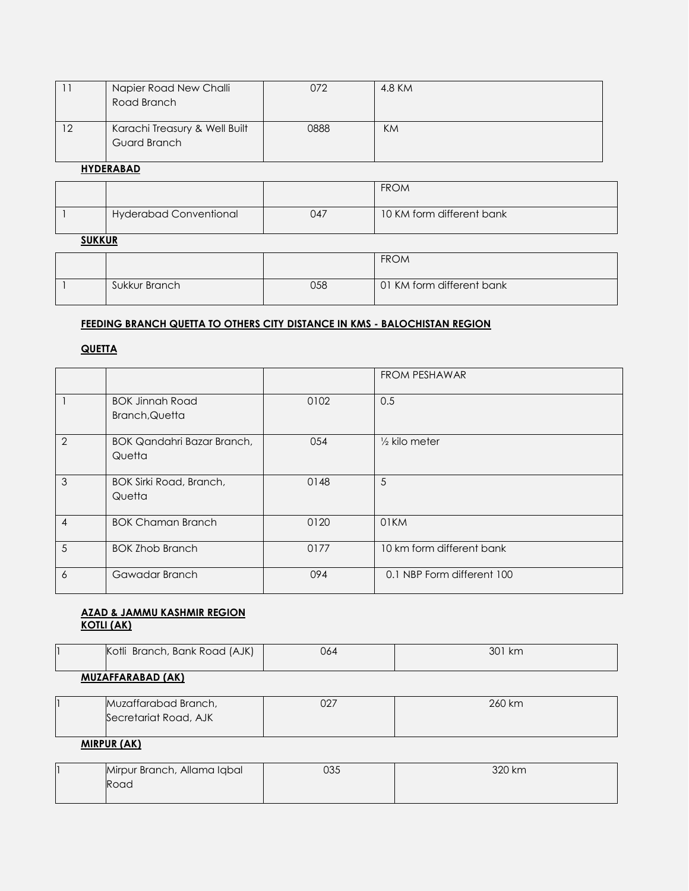| | | | |
|---|---|---|---|
| 11 | Napier Road New Challi Road Branch | 072 | 4.8 KM |
| 12 | Karachi Treasury & Well Built Guard Branch | 0888 | KM |

**HYDERABAD**

| | | | FROM |
|---|---|---|---|
| 1 | Hyderabad Conventional | 047 | 10 KM form different bank |

**SUKKUR**

| | | | FROM |
|---|---|---|---|
| 1 | Sukkur Branch | 058 | 01 KM form different bank |

**FEEDING BRANCH QUETTA TO OTHERS CITY DISTANCE IN KMS - BALOCHISTAN REGION**

**QUETTA**

| | | | FROM PESHAWAR |
|---|---|---|---|
| 1 | BOK Jinnah Road Branch,Quetta | 0102 | 0.5 |
| 2 | BOK Qandahri Bazar Branch, Quetta | 054 | ½ kilo meter |
| 3 | BOK Sirki Road, Branch, Quetta | 0148 | 5 |
| 4 | BOK Chaman Branch | 0120 | 01KM |
| 5 | BOK Zhob Branch | 0177 | 10 km form different bank |
| 6 | Gawadar Branch | 094 | 0.1 NBP Form different 100 |

**AZAD & JAMMU KASHMIR REGION**
**KOTLI (AK)**

| | | | |
|---|---|---|---|
| 1 | Kotli Branch, Bank Road (AJK) | 064 | 301 km |

**MUZAFFARABAD (AK)**

| | | | |
|---|---|---|---|
| 1 | Muzaffarabad Branch, Secretariat Road, AJK | 027 | 260 km |

**MIRPUR (AK)**

| | | | |
|---|---|---|---|
| 1 | Mirpur Branch, Allama Iqbal Road | 035 | 320 km |